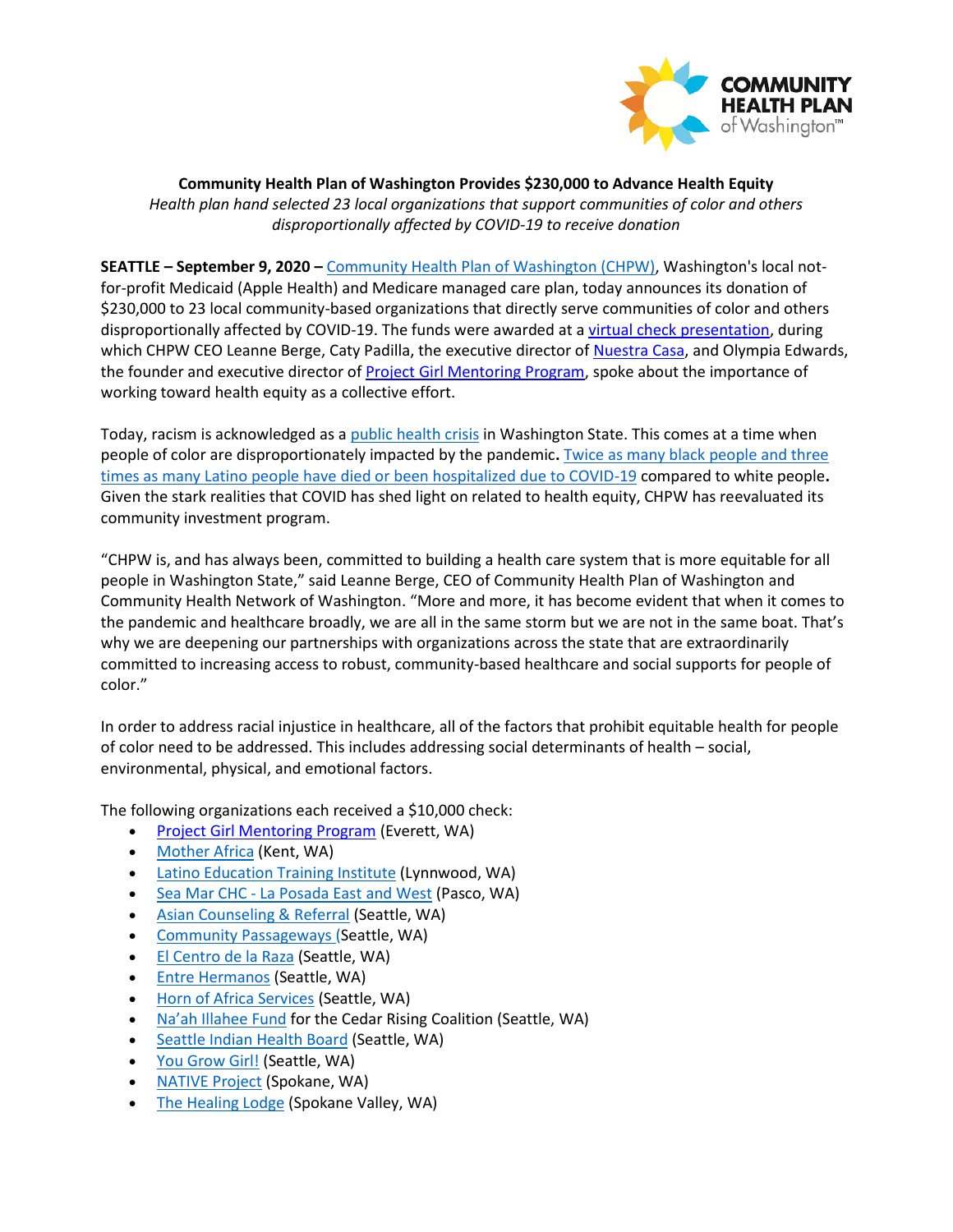**Community Health Plan of Washington Provides $230,000 to Advance Health Equity**

*Health plan hand selected 23 local organizations that support communities of color and others disproportionally affected by COVID-19 to receive donation*

**SEATTLE – September 9, 2020 –** Community Health Plan of Washington (CHPW), Washington's local not-for-profit Medicaid (Apple Health) and Medicare managed care plan, today announces its donation of $230,000 to 23 local community-based organizations that directly serve communities of color and others disproportionally affected by COVID-19. The funds were awarded at a virtual check presentation, during which CHPW CEO Leanne Berge, Caty Padilla, the executive director of Nuestra Casa, and Olympia Edwards, the founder and executive director of Project Girl Mentoring Program, spoke about the importance of working toward health equity as a collective effort.

Today, racism is acknowledged as a public health crisis in Washington State. This comes at a time when people of color are disproportionately impacted by the pandemic**.** Twice as many black people and three times as many Latino people have died or been hospitalized due to COVID-19 compared to white people**.** Given the stark realities that COVID has shed light on related to health equity, CHPW has reevaluated its community investment program.

"CHPW is, and has always been, committed to building a health care system that is more equitable for all people in Washington State," said Leanne Berge, CEO of Community Health Plan of Washington and Community Health Network of Washington. "More and more, it has become evident that when it comes to the pandemic and healthcare broadly, we are all in the same storm but we are not in the same boat. That's why we are deepening our partnerships with organizations across the state that are extraordinarily committed to increasing access to robust, community-based healthcare and social supports for people of color."

In order to address racial injustice in healthcare, all of the factors that prohibit equitable health for people of color need to be addressed. This includes addressing social determinants of health – social, environmental, physical, and emotional factors.

The following organizations each received a $10,000 check:

- Project Girl Mentoring Program (Everett, WA)
- Mother Africa (Kent, WA)
- Latino Education Training Institute (Lynnwood, WA)
- Sea Mar CHC - La Posada East and West (Pasco, WA)
- Asian Counseling & Referral (Seattle, WA)
- Community Passageways (Seattle, WA)
- El Centro de la Raza (Seattle, WA)
- Entre Hermanos (Seattle, WA)
- Horn of Africa Services (Seattle, WA)
- Na'ah Illahee Fund for the Cedar Rising Coalition (Seattle, WA)
- Seattle Indian Health Board (Seattle, WA)
- You Grow Girl! (Seattle, WA)
- NATIVE Project (Spokane, WA)
- The Healing Lodge (Spokane Valley, WA)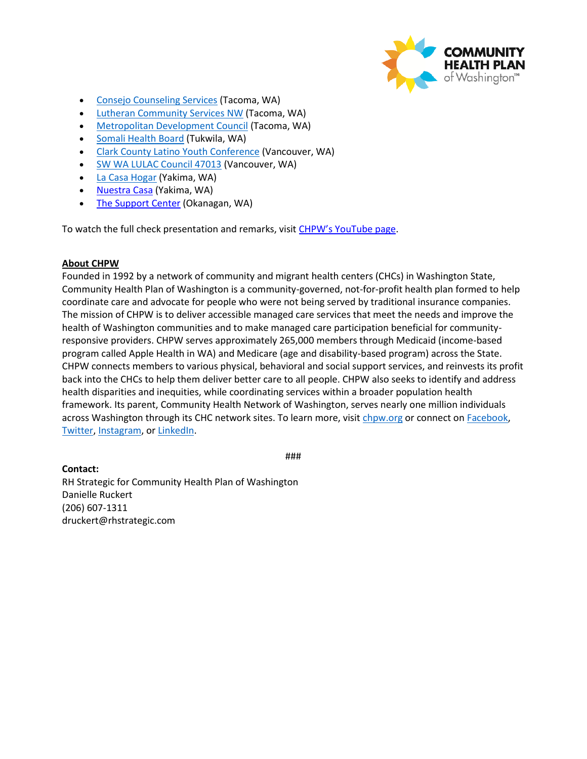- [Consejo Counseling Services](#) (Tacoma, WA)
- [Lutheran Community Services NW](#) (Tacoma, WA)
- [Metropolitan Development Council](#) (Tacoma, WA)
- [Somali Health Board](#) (Tukwila, WA)
- [Clark County Latino Youth Conference](#) (Vancouver, WA)
- [SW WA LULAC Council 47013](#) (Vancouver, WA)
- [La Casa Hogar](#) (Yakima, WA)
- [Nuestra Casa](#) (Yakima, WA)
- [The Support Center](#) (Okanagan, WA)

To watch the full check presentation and remarks, visit [CHPW's YouTube page](#).

**About CHPW**

Founded in 1992 by a network of community and migrant health centers (CHCs) in Washington State, Community Health Plan of Washington is a community-governed, not-for-profit health plan formed to help coordinate care and advocate for people who were not being served by traditional insurance companies. The mission of CHPW is to deliver accessible managed care services that meet the needs and improve the health of Washington communities and to make managed care participation beneficial for community-responsive providers. CHPW serves approximately 265,000 members through Medicaid (income-based program called Apple Health in WA) and Medicare (age and disability-based program) across the State. CHPW connects members to various physical, behavioral and social support services, and reinvests its profit back into the CHCs to help them deliver better care to all people. CHPW also seeks to identify and address health disparities and inequities, while coordinating services within a broader population health framework. Its parent, Community Health Network of Washington, serves nearly one million individuals across Washington through its CHC network sites. To learn more, visit [chpw.org](#) or connect on [Facebook](#), [Twitter](#), [Instagram](#), or [LinkedIn](#).

###

**Contact:**
RH Strategic for Community Health Plan of Washington
Danielle Ruckert
(206) 607-1311
druckert@rhstrategic.com